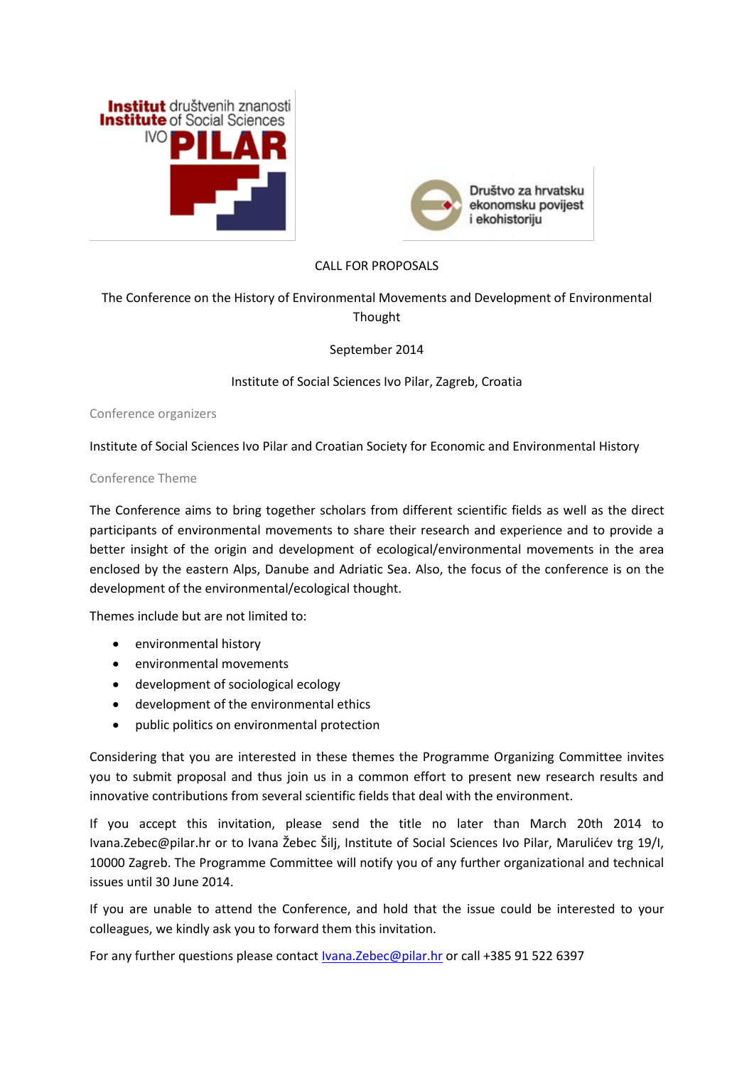CALL FOR PROPOSALS

The Conference on the History of Environmental Movements and Development of Environmental Thought

September 2014

Institute of Social Sciences Ivo Pilar, Zagreb, Croatia

### Conference organizers

Institute of Social Sciences Ivo Pilar and Croatian Society for Economic and Environmental History

### Conference Theme

The Conference aims to bring together scholars from different scientific fields as well as the direct participants of environmental movements to share their research and experience and to provide a better insight of the origin and development of ecological/environmental movements in the area enclosed by the eastern Alps, Danube and Adriatic Sea. Also, the focus of the conference is on the development of the environmental/ecological thought.

Themes include but are not limited to:

- environmental history
- environmental movements
- development of sociological ecology
- development of the environmental ethics
- public politics on environmental protection

Considering that you are interested in these themes the Programme Organizing Committee invites you to submit proposal and thus join us in a common effort to present new research results and innovative contributions from several scientific fields that deal with the environment.

If you accept this invitation, please send the title no later than March 20th 2014 to Ivana.Zebec@pilar.hr or to Ivana Žebec Šilj, Institute of Social Sciences Ivo Pilar, Marulićev trg 19/I, 10000 Zagreb. The Programme Committee will notify you of any further organizational and technical issues until 30 June 2014.

If you are unable to attend the Conference, and hold that the issue could be interested to your colleagues, we kindly ask you to forward them this invitation.

For any further questions please contact Ivana.Zebec@pilar.hr or call +385 91 522 6397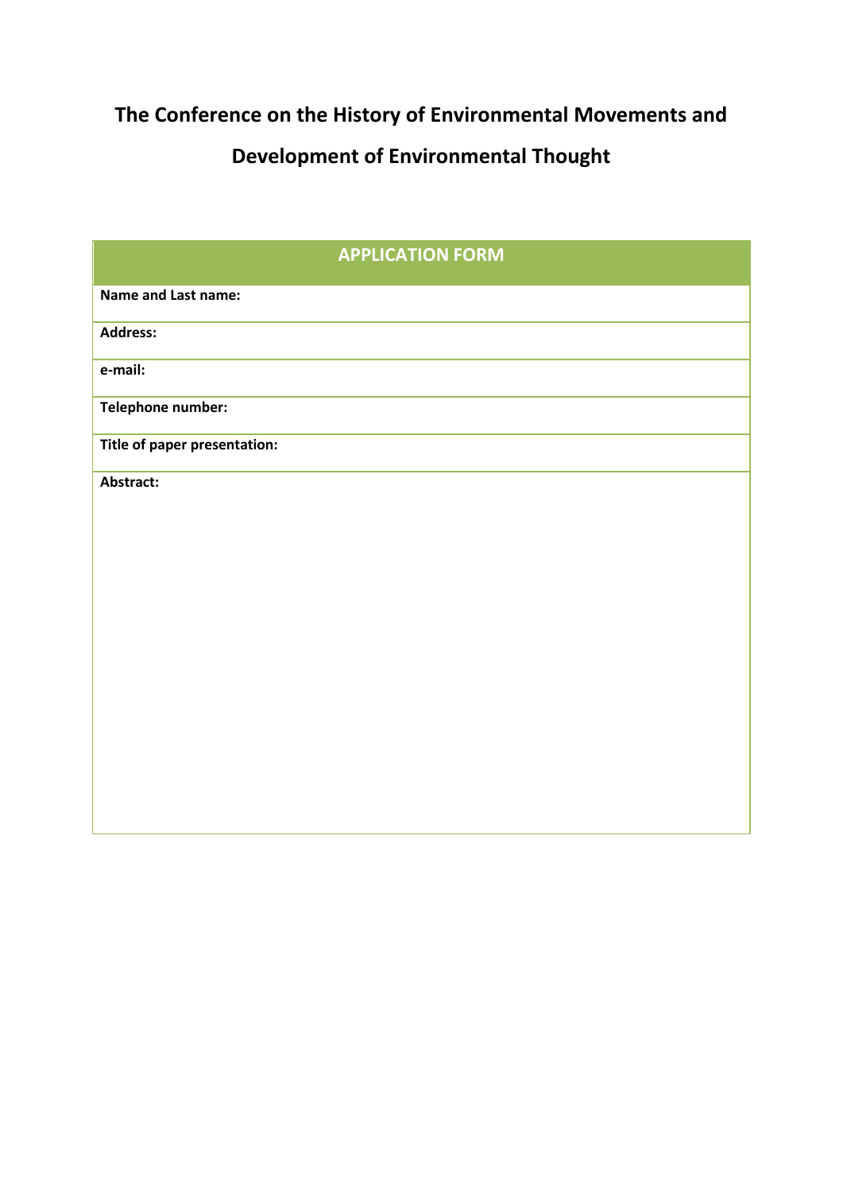# The Conference on the History of Environmental Movements and Development of Environmental Thought

| APPLICATION FORM |
| --- |
| **Name and Last name:** |
| **Address:** |
| **e-mail:** |
| **Telephone number:** |
| **Title of paper presentation:** |
| **Abstract:** |